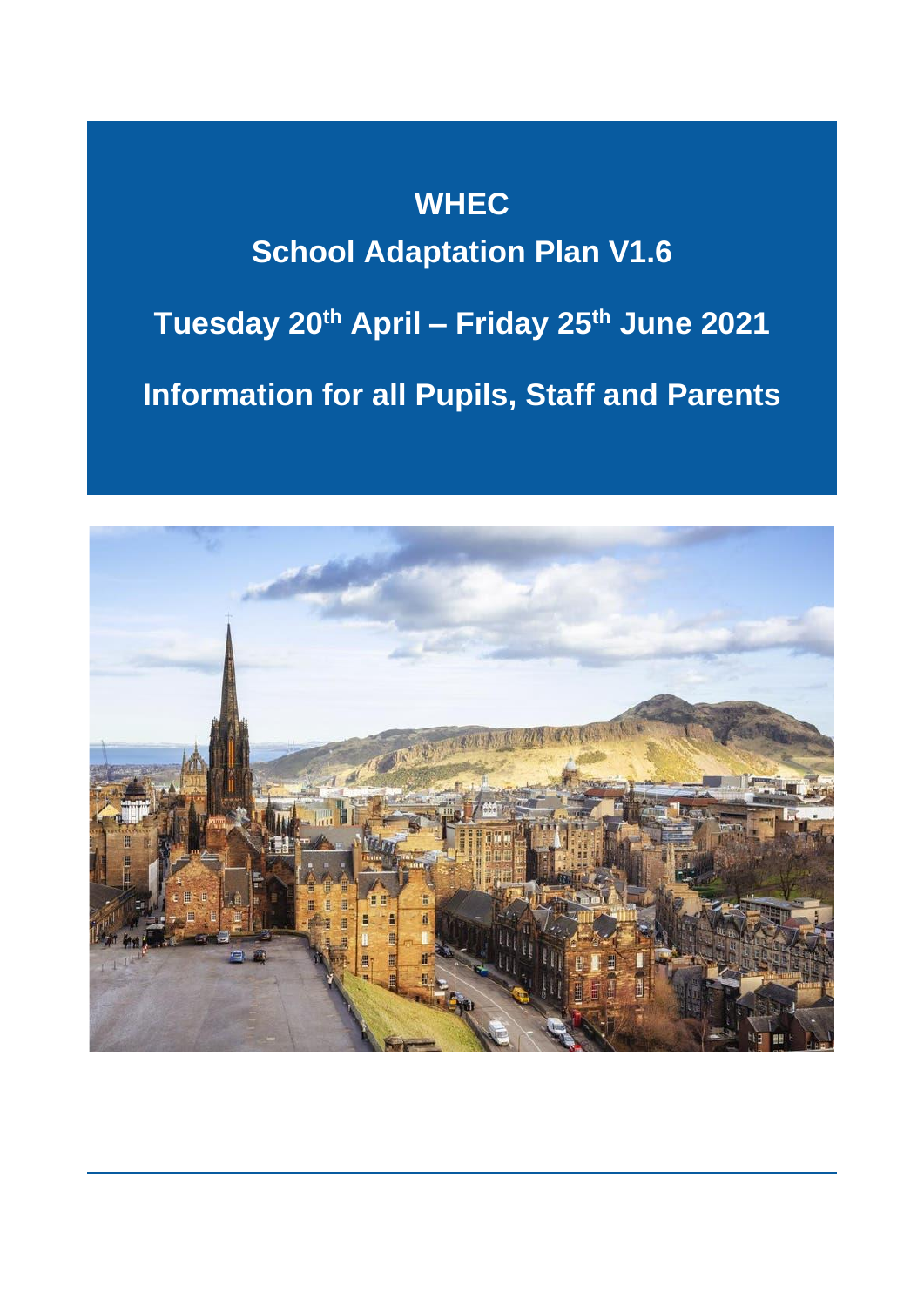# WHEC

## School Adaptation Plan V1.6

## Tuesday 20th April – Friday 25th June 2021

## Information for all Pupils, Staff and Parents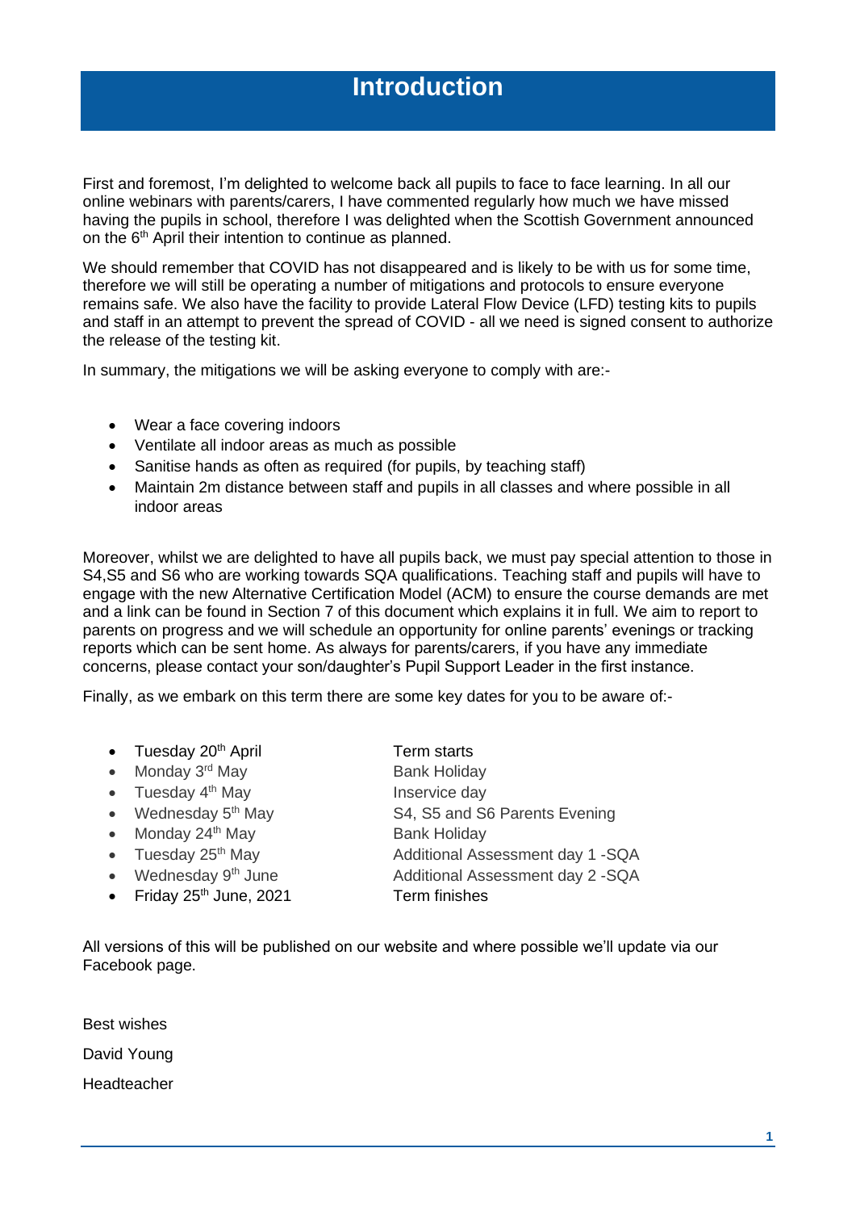# Introduction

First and foremost, I'm delighted to welcome back all pupils to face to face learning. In all our online webinars with parents/carers, I have commented regularly how much we have missed having the pupils in school, therefore I was delighted when the Scottish Government announced on the 6th April their intention to continue as planned.

We should remember that COVID has not disappeared and is likely to be with us for some time, therefore we will still be operating a number of mitigations and protocols to ensure everyone remains safe. We also have the facility to provide Lateral Flow Device (LFD) testing kits to pupils and staff in an attempt to prevent the spread of COVID - all we need is signed consent to authorize the release of the testing kit.

In summary, the mitigations we will be asking everyone to comply with are:-

- Wear a face covering indoors
- Ventilate all indoor areas as much as possible
- Sanitise hands as often as required (for pupils, by teaching staff)
- Maintain 2m distance between staff and pupils in all classes and where possible in all indoor areas

Moreover, whilst we are delighted to have all pupils back, we must pay special attention to those in S4,S5 and S6 who are working towards SQA qualifications. Teaching staff and pupils will have to engage with the new Alternative Certification Model (ACM) to ensure the course demands are met and a link can be found in Section 7 of this document which explains it in full. We aim to report to parents on progress and we will schedule an opportunity for online parents' evenings or tracking reports which can be sent home. As always for parents/carers, if you have any immediate concerns, please contact your son/daughter's Pupil Support Leader in the first instance.

Finally, as we embark on this term there are some key dates for you to be aware of:-

- Tuesday 20th April — Term starts
- Monday 3rd May — Bank Holiday
- Tuesday 4th May — Inservice day
- Wednesday 5th May — S4, S5 and S6 Parents Evening
- Monday 24th May — Bank Holiday
- Tuesday 25th May — Additional Assessment day 1 -SQA
- Wednesday 9th June — Additional Assessment day 2 -SQA
- Friday 25th June, 2021 — Term finishes

All versions of this will be published on our website and where possible we'll update via our Facebook page.

Best wishes

David Young

Headteacher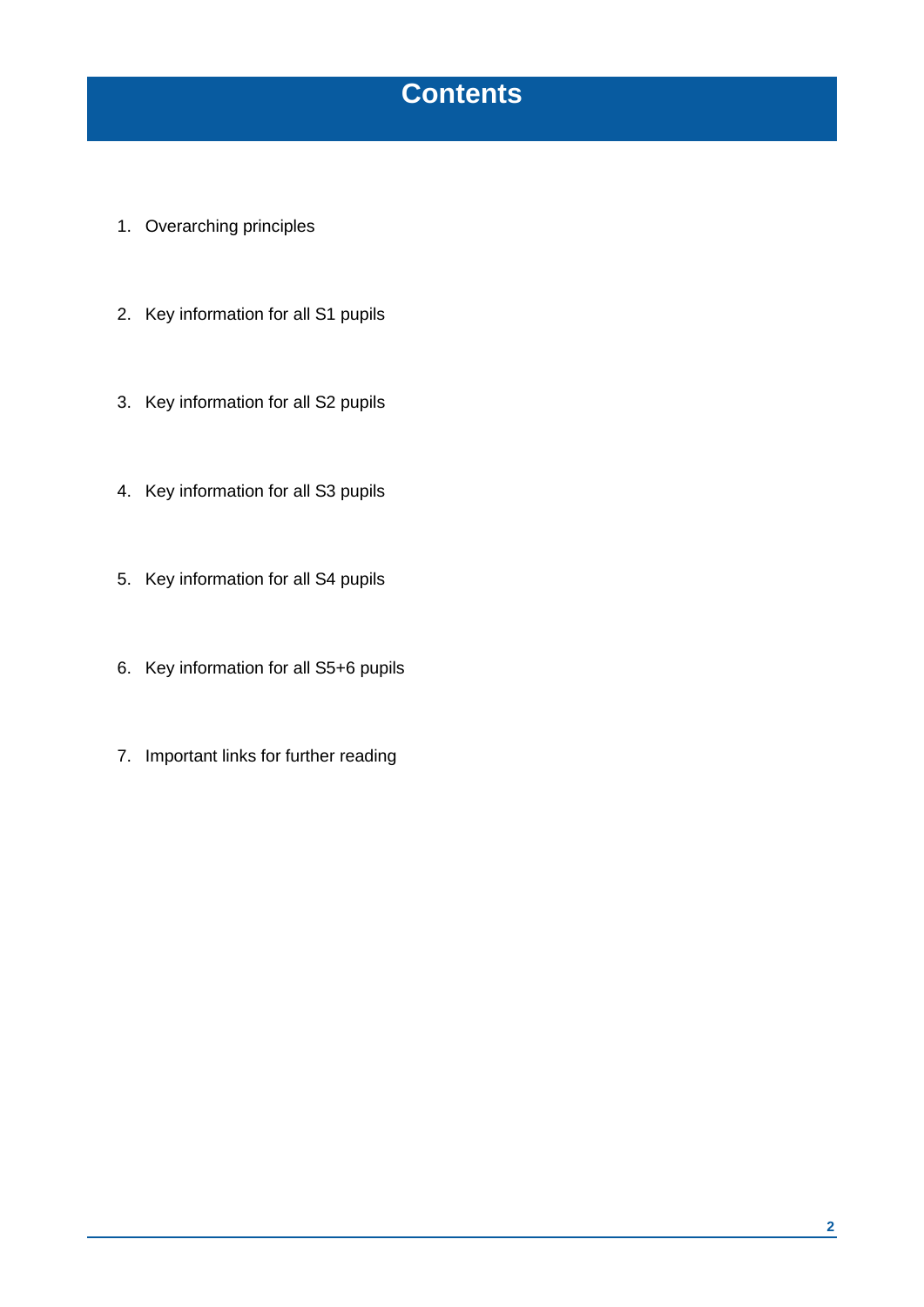# Contents

1. Overarching principles
2. Key information for all S1 pupils
3. Key information for all S2 pupils
4. Key information for all S3 pupils
5. Key information for all S4 pupils
6. Key information for all S5+6 pupils
7. Important links for further reading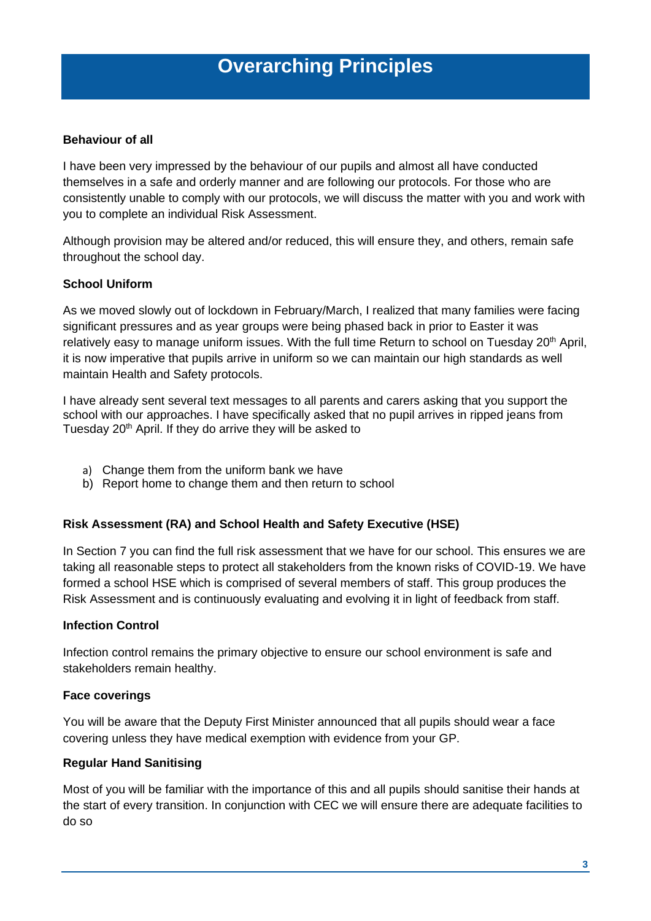# Overarching Principles

**Behaviour of all**

I have been very impressed by the behaviour of our pupils and almost all have conducted themselves in a safe and orderly manner and are following our protocols. For those who are consistently unable to comply with our protocols, we will discuss the matter with you and work with you to complete an individual Risk Assessment.

Although provision may be altered and/or reduced, this will ensure they, and others, remain safe throughout the school day.

**School Uniform**

As we moved slowly out of lockdown in February/March, I realized that many families were facing significant pressures and as year groups were being phased back in prior to Easter it was relatively easy to manage uniform issues. With the full time Return to school on Tuesday 20th April, it is now imperative that pupils arrive in uniform so we can maintain our high standards as well maintain Health and Safety protocols.

I have already sent several text messages to all parents and carers asking that you support the school with our approaches. I have specifically asked that no pupil arrives in ripped jeans from Tuesday 20th April. If they do arrive they will be asked to

a) Change them from the uniform bank we have
b) Report home to change them and then return to school

**Risk Assessment (RA) and School Health and Safety Executive (HSE)**

In Section 7 you can find the full risk assessment that we have for our school. This ensures we are taking all reasonable steps to protect all stakeholders from the known risks of COVID-19. We have formed a school HSE which is comprised of several members of staff. This group produces the Risk Assessment and is continuously evaluating and evolving it in light of feedback from staff.

**Infection Control**

Infection control remains the primary objective to ensure our school environment is safe and stakeholders remain healthy.

**Face coverings**

You will be aware that the Deputy First Minister announced that all pupils should wear a face covering unless they have medical exemption with evidence from your GP.

**Regular Hand Sanitising**

Most of you will be familiar with the importance of this and all pupils should sanitise their hands at the start of every transition. In conjunction with CEC we will ensure there are adequate facilities to do so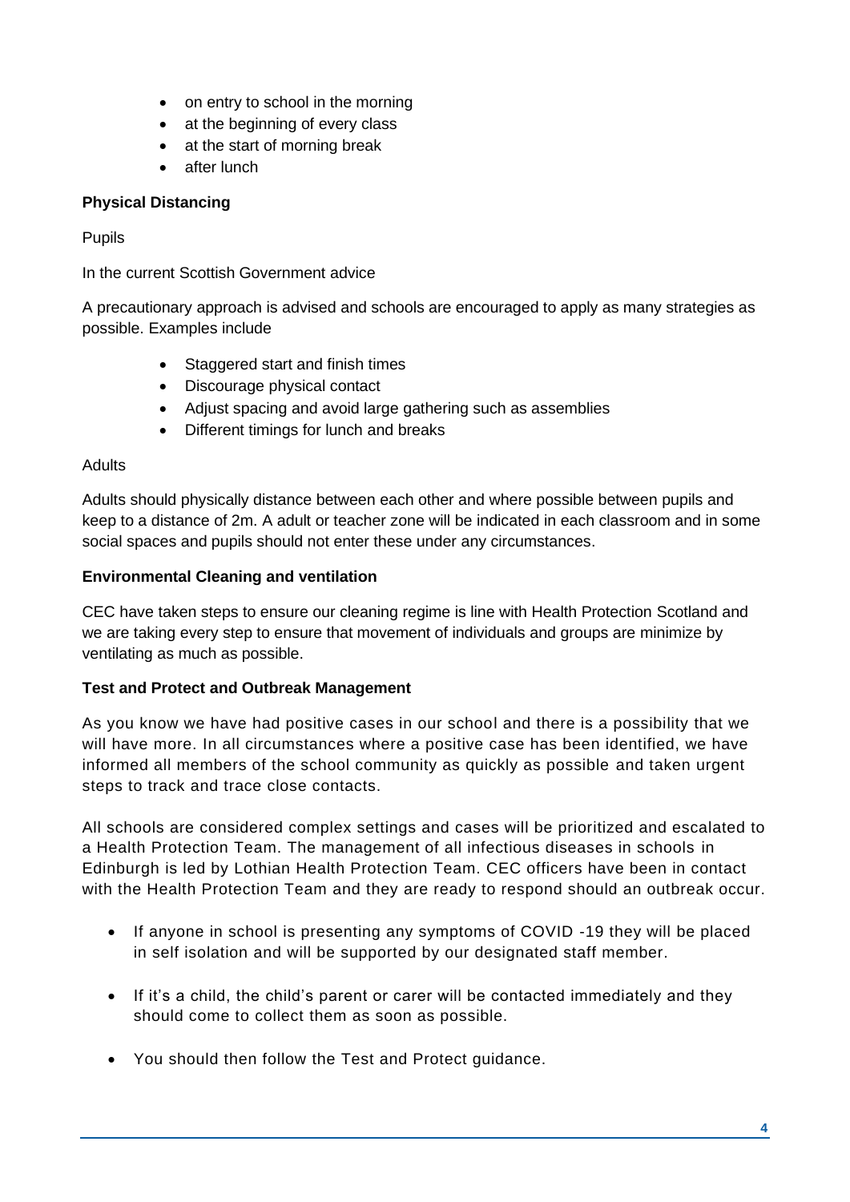- on entry to school in the morning
- at the beginning of every class
- at the start of morning break
- after lunch

**Physical Distancing**

Pupils

In the current Scottish Government advice

A precautionary approach is advised and schools are encouraged to apply as many strategies as possible. Examples include

- Staggered start and finish times
- Discourage physical contact
- Adjust spacing and avoid large gathering such as assemblies
- Different timings for lunch and breaks

Adults

Adults should physically distance between each other and where possible between pupils and keep to a distance of 2m. A adult or teacher zone will be indicated in each classroom and in some social spaces and pupils should not enter these under any circumstances.

**Environmental Cleaning and ventilation**

CEC have taken steps to ensure our cleaning regime is line with Health Protection Scotland and we are taking every step to ensure that movement of individuals and groups are minimize by ventilating as much as possible.

**Test and Protect and Outbreak Management**

As you know we have had positive cases in our school and there is a possibility that we will have more. In all circumstances where a positive case has been identified, we have informed all members of the school community as quickly as possible and taken urgent steps to track and trace close contacts.

All schools are considered complex settings and cases will be prioritized and escalated to a Health Protection Team. The management of all infectious diseases in schools in Edinburgh is led by Lothian Health Protection Team. CEC officers have been in contact with the Health Protection Team and they are ready to respond should an outbreak occur.

- If anyone in school is presenting any symptoms of COVID -19 they will be placed in self isolation and will be supported by our designated staff member.
- If it's a child, the child's parent or carer will be contacted immediately and they should come to collect them as soon as possible.
- You should then follow the Test and Protect guidance.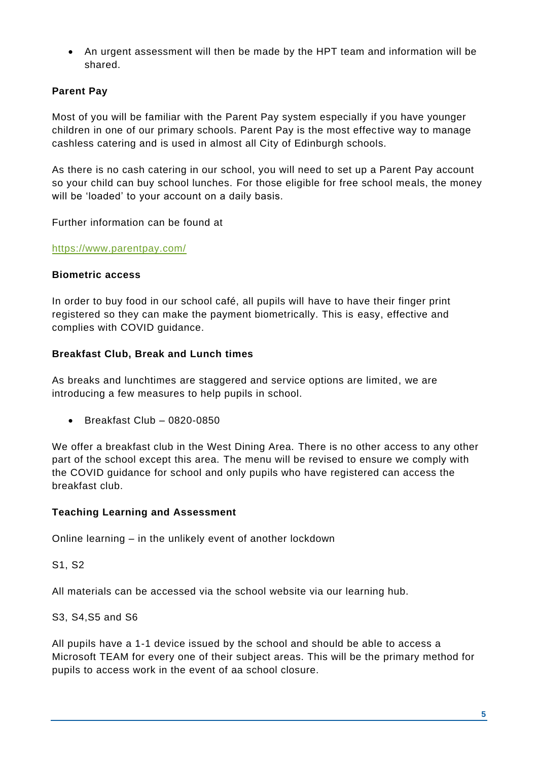- An urgent assessment will then be made by the HPT team and information will be shared.

**Parent Pay**

Most of you will be familiar with the Parent Pay system especially if you have younger children in one of our primary schools. Parent Pay is the most effective way to manage cashless catering and is used in almost all City of Edinburgh schools.

As there is no cash catering in our school, you will need to set up a Parent Pay account so your child can buy school lunches. For those eligible for free school meals, the money will be 'loaded' to your account on a daily basis.

Further information can be found at

https://www.parentpay.com/

**Biometric access**

In order to buy food in our school café, all pupils will have to have their finger print registered so they can make the payment biometrically. This is easy, effective and complies with COVID guidance.

**Breakfast Club, Break and Lunch times**

As breaks and lunchtimes are staggered and service options are limited, we are introducing a few measures to help pupils in school.

- Breakfast Club – 0820-0850

We offer a breakfast club in the West Dining Area. There is no other access to any other part of the school except this area. The menu will be revised to ensure we comply with the COVID guidance for school and only pupils who have registered can access the breakfast club.

**Teaching Learning and Assessment**

Online learning – in the unlikely event of another lockdown

S1, S2

All materials can be accessed via the school website via our learning hub.

S3, S4,S5 and S6

All pupils have a 1-1 device issued by the school and should be able to access a Microsoft TEAM for every one of their subject areas. This will be the primary method for pupils to access work in the event of aa school closure.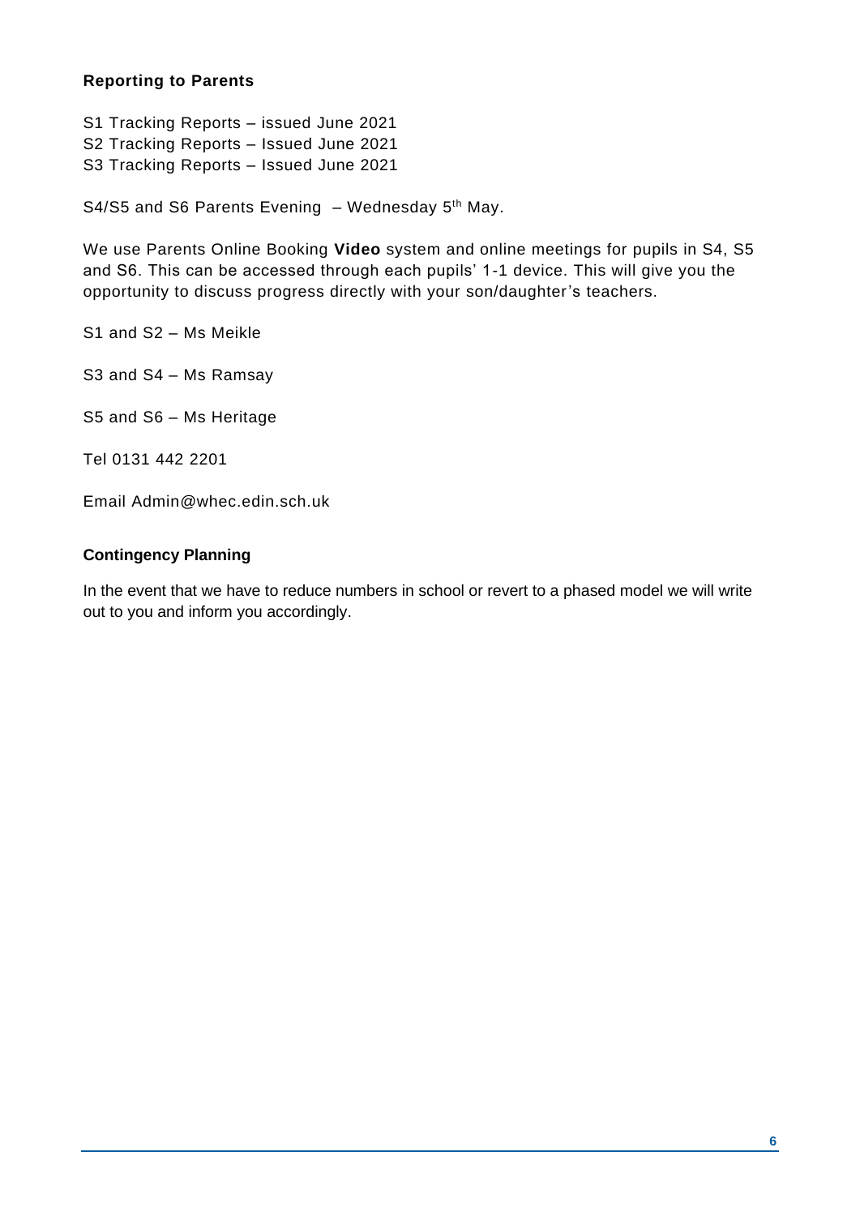## Reporting to Parents

S1 Tracking Reports – issued June 2021
S2 Tracking Reports – Issued June 2021
S3 Tracking Reports – Issued June 2021

S4/S5 and S6 Parents Evening – Wednesday 5th May.

We use Parents Online Booking **Video** system and online meetings for pupils in S4, S5 and S6. This can be accessed through each pupils' 1-1 device. This will give you the opportunity to discuss progress directly with your son/daughter's teachers.

S1 and S2 – Ms Meikle

S3 and S4 – Ms Ramsay

S5 and S6 – Ms Heritage

Tel 0131 442 2201

Email Admin@whec.edin.sch.uk

## Contingency Planning

In the event that we have to reduce numbers in school or revert to a phased model we will write out to you and inform you accordingly.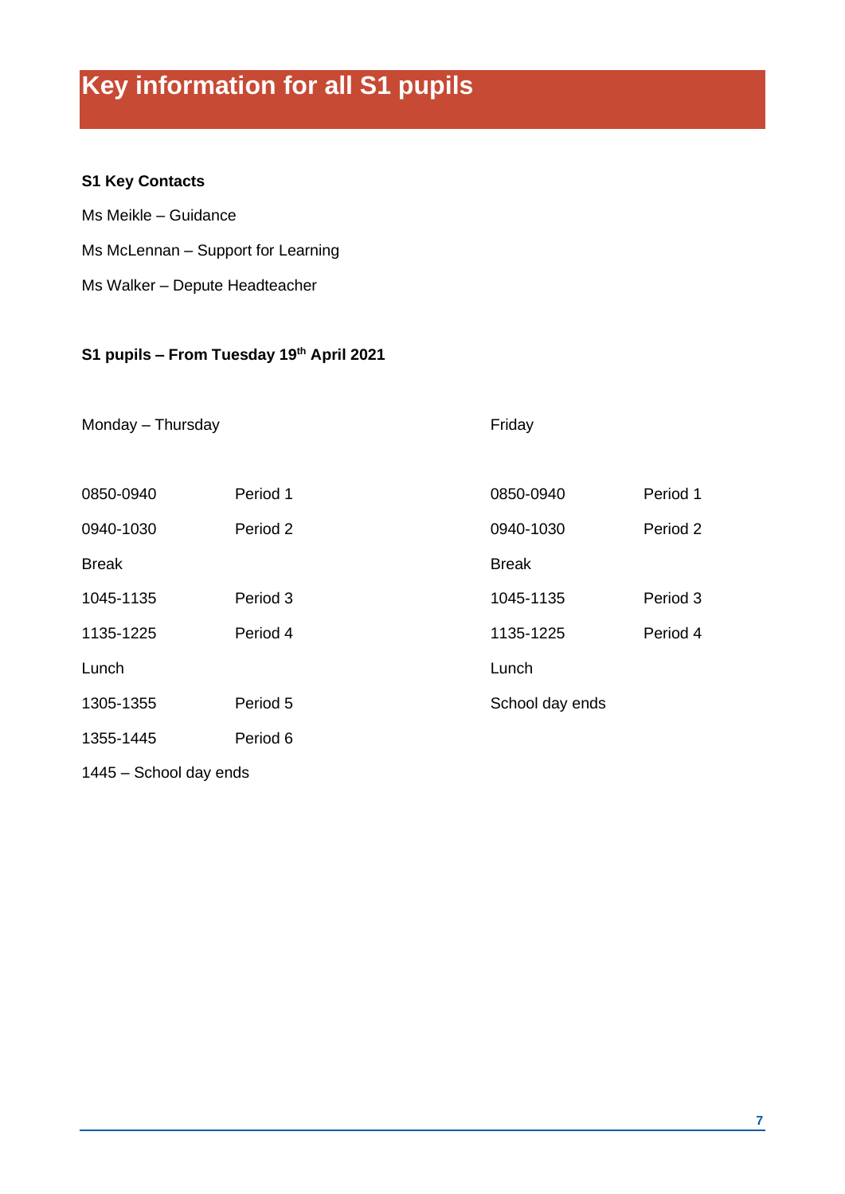# Key information for all S1 pupils

**S1 Key Contacts**

Ms Meikle – Guidance

Ms McLennan – Support for Learning

Ms Walker – Depute Headteacher

**S1 pupils – From Tuesday 19th April 2021**

| Monday – Thursday | | Friday | |
|---|---|---|---|
| 0850-0940 | Period 1 | 0850-0940 | Period 1 |
| 0940-1030 | Period 2 | 0940-1030 | Period 2 |
| Break | | Break | |
| 1045-1135 | Period 3 | 1045-1135 | Period 3 |
| 1135-1225 | Period 4 | 1135-1225 | Period 4 |
| Lunch | | Lunch | |
| 1305-1355 | Period 5 | School day ends | |
| 1355-1445 | Period 6 | | |
| 1445 – School day ends | | | |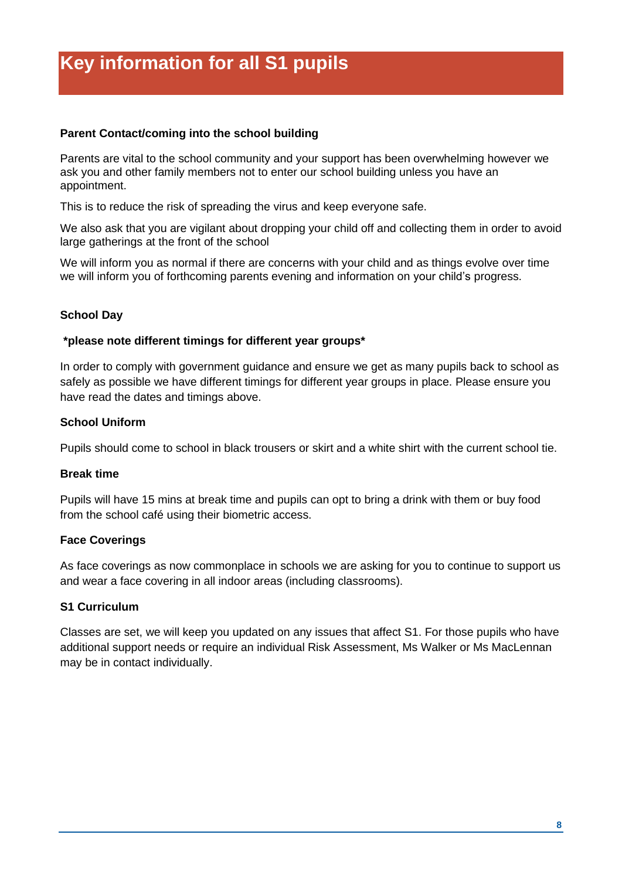# Key information for all S1 pupils

**Parent Contact/coming into the school building**

Parents are vital to the school community and your support has been overwhelming however we ask you and other family members not to enter our school building unless you have an appointment.

This is to reduce the risk of spreading the virus and keep everyone safe.

We also ask that you are vigilant about dropping your child off and collecting them in order to avoid large gatherings at the front of the school

We will inform you as normal if there are concerns with your child and as things evolve over time we will inform you of forthcoming parents evening and information on your child's progress.

**School Day**

**\*please note different timings for different year groups\***

In order to comply with government guidance and ensure we get as many pupils back to school as safely as possible we have different timings for different year groups in place. Please ensure you have read the dates and timings above.

**School Uniform**

Pupils should come to school in black trousers or skirt and a white shirt with the current school tie.

**Break time**

Pupils will have 15 mins at break time and pupils can opt to bring a drink with them or buy food from the school café using their biometric access.

**Face Coverings**

As face coverings as now commonplace in schools we are asking for you to continue to support us and wear a face covering in all indoor areas (including classrooms).

**S1 Curriculum**

Classes are set, we will keep you updated on any issues that affect S1. For those pupils who have additional support needs or require an individual Risk Assessment, Ms Walker or Ms MacLennan may be in contact individually.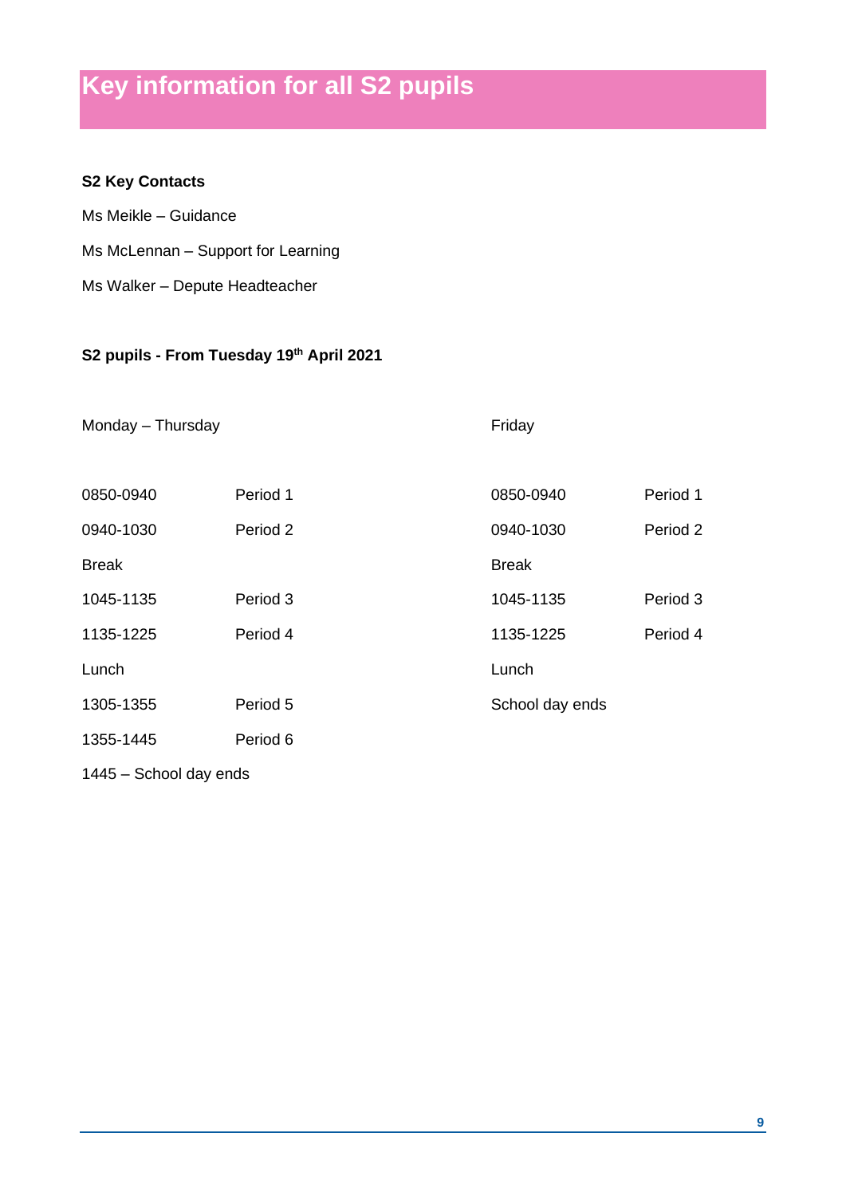# Key information for all S2 pupils

**S2 Key Contacts**

Ms Meikle – Guidance

Ms McLennan – Support for Learning

Ms Walker – Depute Headteacher

**S2 pupils - From Tuesday 19th April 2021**

Monday – Thursday

| | |
|---|---|
| 0850-0940 | Period 1 |
| 0940-1030 | Period 2 |
| Break | |
| 1045-1135 | Period 3 |
| 1135-1225 | Period 4 |
| Lunch | |
| 1305-1355 | Period 5 |
| 1355-1445 | Period 6 |

1445 – School day ends

Friday

| | |
|---|---|
| 0850-0940 | Period 1 |
| 0940-1030 | Period 2 |
| Break | |
| 1045-1135 | Period 3 |
| 1135-1225 | Period 4 |
| Lunch | |
| School day ends | |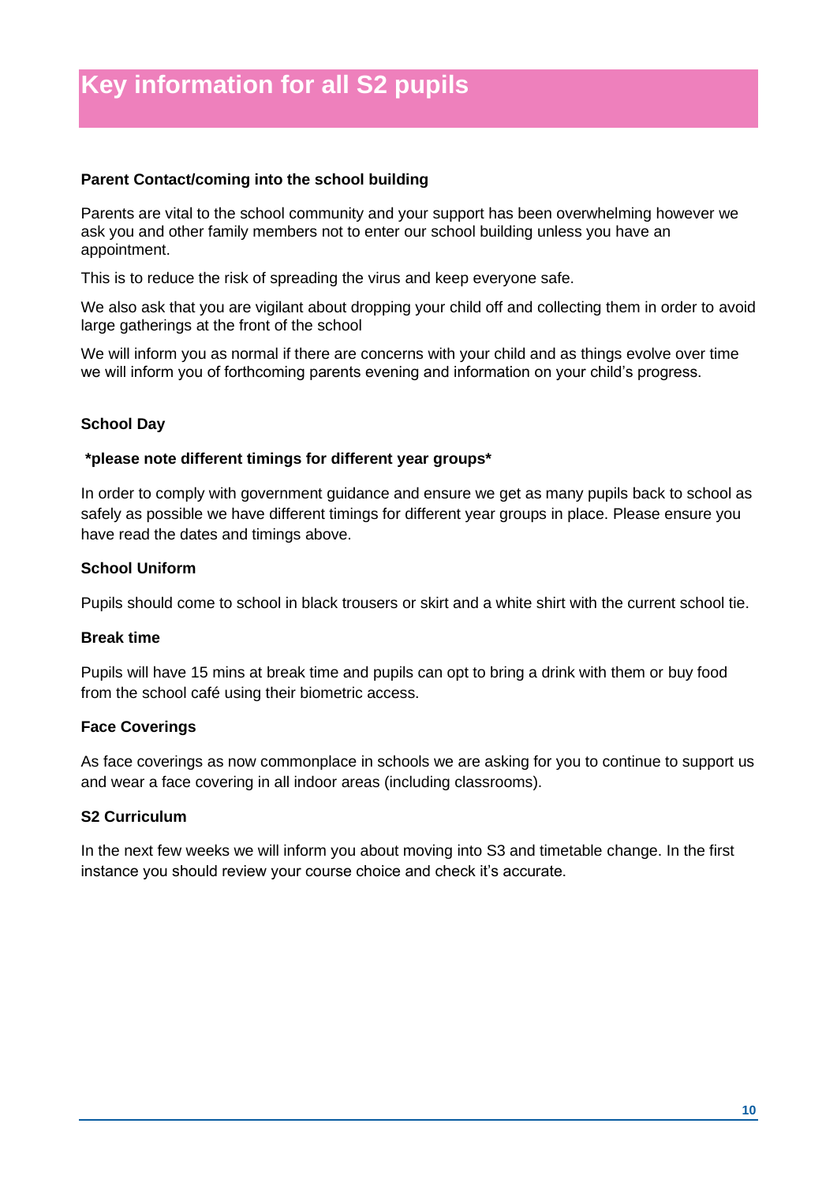# Key information for all S2 pupils

**Parent Contact/coming into the school building**

Parents are vital to the school community and your support has been overwhelming however we ask you and other family members not to enter our school building unless you have an appointment.

This is to reduce the risk of spreading the virus and keep everyone safe.

We also ask that you are vigilant about dropping your child off and collecting them in order to avoid large gatherings at the front of the school

We will inform you as normal if there are concerns with your child and as things evolve over time we will inform you of forthcoming parents evening and information on your child's progress.

**School Day**

**\*please note different timings for different year groups\***

In order to comply with government guidance and ensure we get as many pupils back to school as safely as possible we have different timings for different year groups in place. Please ensure you have read the dates and timings above.

**School Uniform**

Pupils should come to school in black trousers or skirt and a white shirt with the current school tie.

**Break time**

Pupils will have 15 mins at break time and pupils can opt to bring a drink with them or buy food from the school café using their biometric access.

**Face Coverings**

As face coverings as now commonplace in schools we are asking for you to continue to support us and wear a face covering in all indoor areas (including classrooms).

**S2 Curriculum**

In the next few weeks we will inform you about moving into S3 and timetable change. In the first instance you should review your course choice and check it's accurate.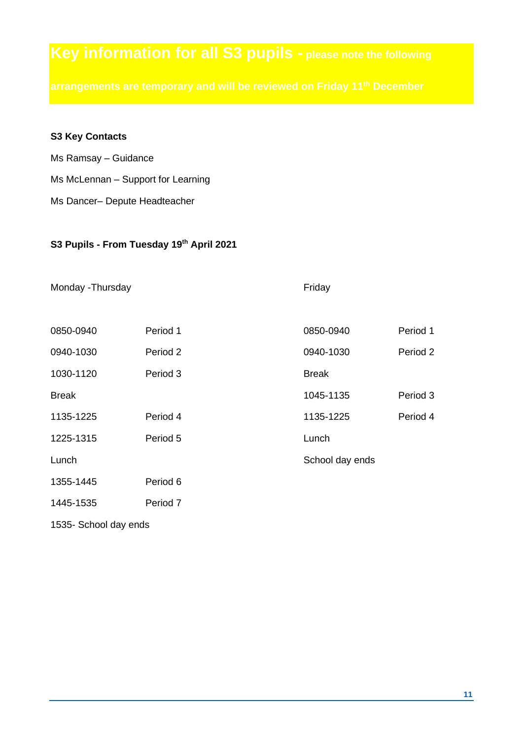# Key information for all S3 pupils - please note the following arrangements are temporary and will be reviewed on Friday 11th December

**S3 Key Contacts**

Ms Ramsay – Guidance

Ms McLennan – Support for Learning

Ms Dancer– Depute Headteacher

**S3 Pupils - From Tuesday 19th April 2021**

| Monday -Thursday | | Friday | |
|---|---|---|---|
| 0850-0940 | Period 1 | 0850-0940 | Period 1 |
| 0940-1030 | Period 2 | 0940-1030 | Period 2 |
| 1030-1120 | Period 3 | Break | |
| Break | | 1045-1135 | Period 3 |
| 1135-1225 | Period 4 | 1135-1225 | Period 4 |
| 1225-1315 | Period 5 | Lunch | |
| Lunch | | School day ends | |
| 1355-1445 | Period 6 | | |
| 1445-1535 | Period 7 | | |
| 1535- School day ends | | | |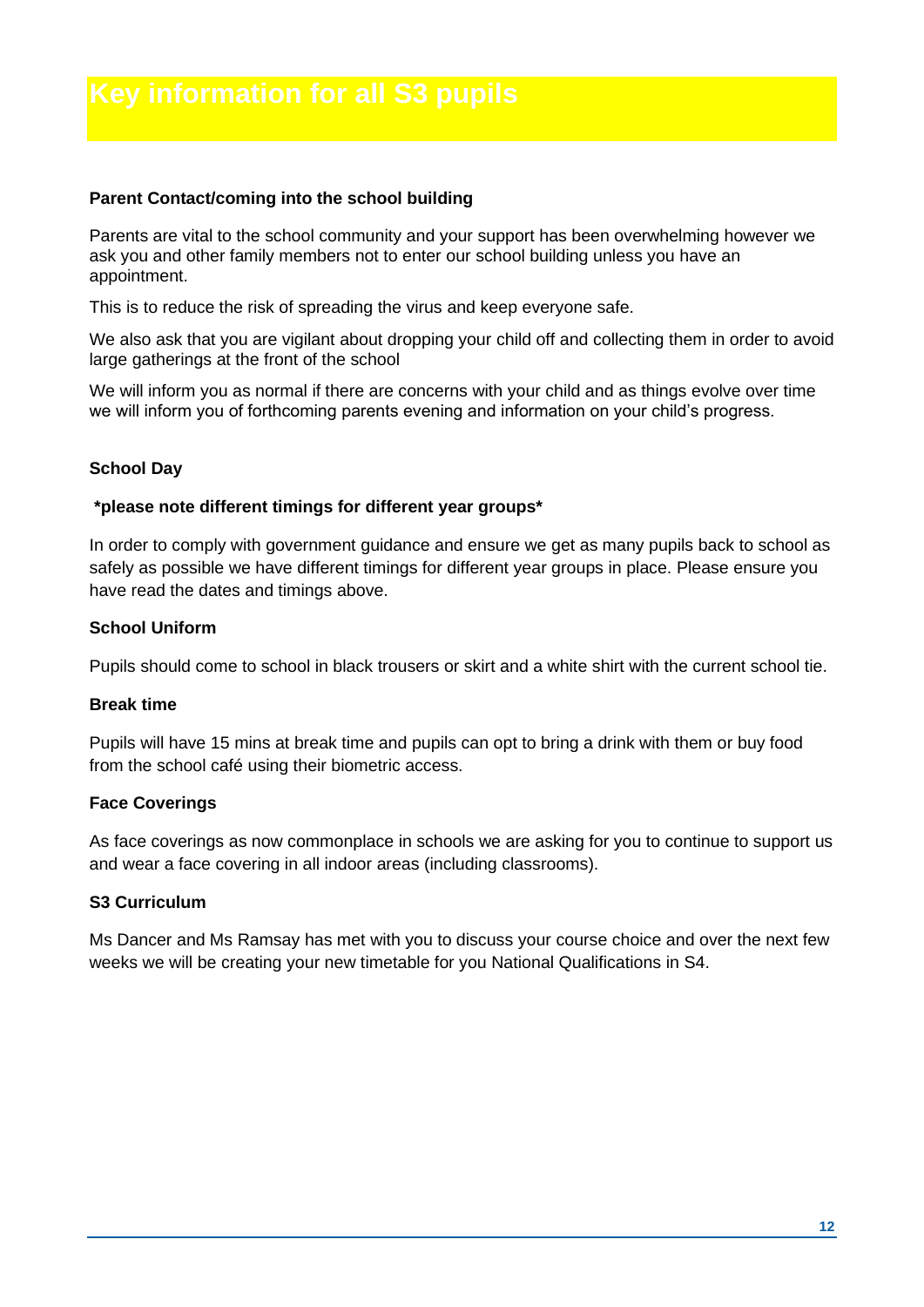# Key information for all S3 pupils

**Parent Contact/coming into the school building**

Parents are vital to the school community and your support has been overwhelming however we ask you and other family members not to enter our school building unless you have an appointment.

This is to reduce the risk of spreading the virus and keep everyone safe.

We also ask that you are vigilant about dropping your child off and collecting them in order to avoid large gatherings at the front of the school

We will inform you as normal if there are concerns with your child and as things evolve over time we will inform you of forthcoming parents evening and information on your child's progress.

**School Day**

**\*please note different timings for different year groups\***

In order to comply with government guidance and ensure we get as many pupils back to school as safely as possible we have different timings for different year groups in place. Please ensure you have read the dates and timings above.

**School Uniform**

Pupils should come to school in black trousers or skirt and a white shirt with the current school tie.

**Break time**

Pupils will have 15 mins at break time and pupils can opt to bring a drink with them or buy food from the school café using their biometric access.

**Face Coverings**

As face coverings as now commonplace in schools we are asking for you to continue to support us and wear a face covering in all indoor areas (including classrooms).

**S3 Curriculum**

Ms Dancer and Ms Ramsay has met with you to discuss your course choice and over the next few weeks we will be creating your new timetable for you National Qualifications in S4.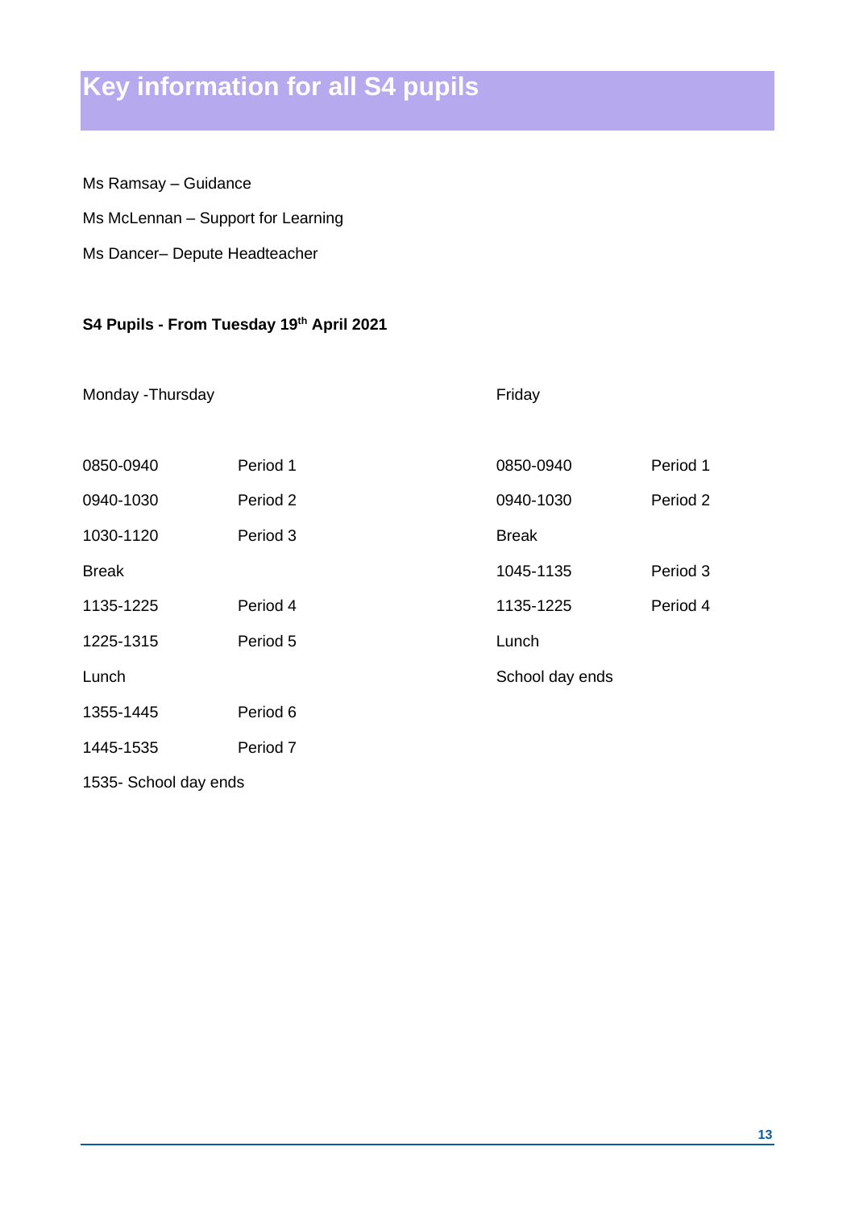# Key information for all S4 pupils

Ms Ramsay – Guidance

Ms McLennan – Support for Learning

Ms Dancer– Depute Headteacher

**S4 Pupils - From Tuesday 19th April 2021**

| Monday -Thursday | | Friday | |
|---|---|---|---|
| 0850-0940 | Period 1 | 0850-0940 | Period 1 |
| 0940-1030 | Period 2 | 0940-1030 | Period 2 |
| 1030-1120 | Period 3 | Break | |
| Break | | 1045-1135 | Period 3 |
| 1135-1225 | Period 4 | 1135-1225 | Period 4 |
| 1225-1315 | Period 5 | Lunch | |
| Lunch | | School day ends | |
| 1355-1445 | Period 6 | | |
| 1445-1535 | Period 7 | | |
| 1535- School day ends | | | |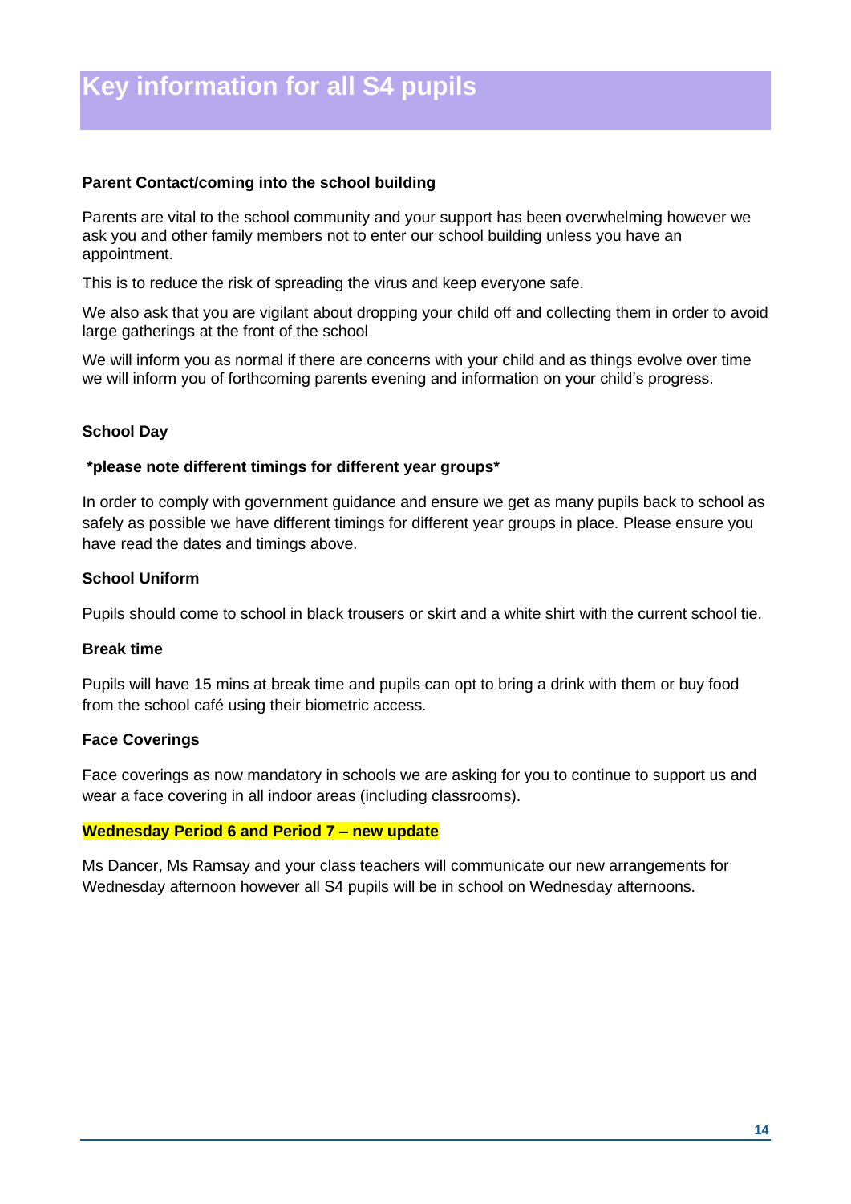# Key information for all S4 pupils

**Parent Contact/coming into the school building**

Parents are vital to the school community and your support has been overwhelming however we ask you and other family members not to enter our school building unless you have an appointment.

This is to reduce the risk of spreading the virus and keep everyone safe.

We also ask that you are vigilant about dropping your child off and collecting them in order to avoid large gatherings at the front of the school

We will inform you as normal if there are concerns with your child and as things evolve over time we will inform you of forthcoming parents evening and information on your child's progress.

**School Day**

**\*please note different timings for different year groups\***

In order to comply with government guidance and ensure we get as many pupils back to school as safely as possible we have different timings for different year groups in place. Please ensure you have read the dates and timings above.

**School Uniform**

Pupils should come to school in black trousers or skirt and a white shirt with the current school tie.

**Break time**

Pupils will have 15 mins at break time and pupils can opt to bring a drink with them or buy food from the school café using their biometric access.

**Face Coverings**

Face coverings as now mandatory in schools we are asking for you to continue to support us and wear a face covering in all indoor areas (including classrooms).

**Wednesday Period 6 and Period 7 – new update**

Ms Dancer, Ms Ramsay and your class teachers will communicate our new arrangements for Wednesday afternoon however all S4 pupils will be in school on Wednesday afternoons.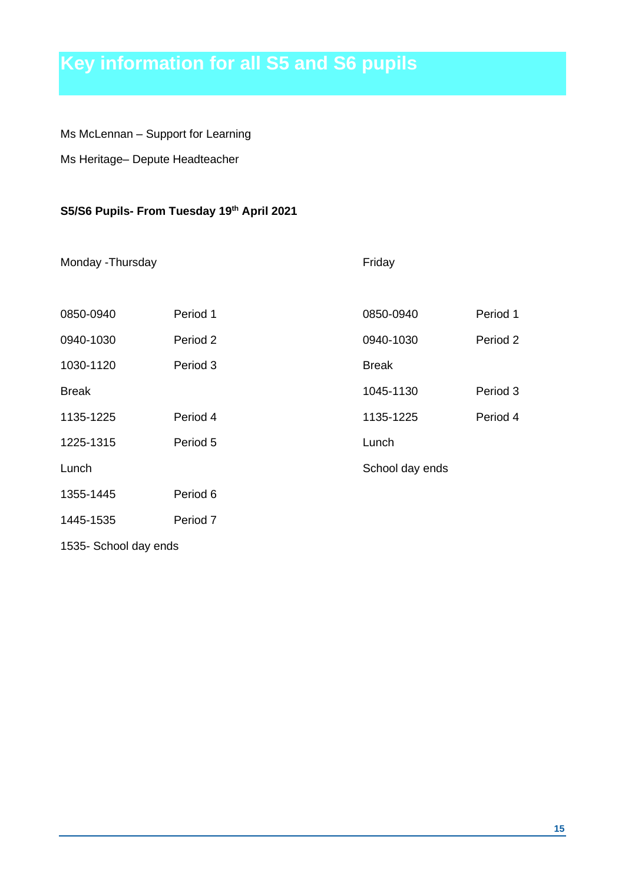# Key information for all S5 and S6 pupils

Ms McLennan – Support for Learning

Ms Heritage– Depute Headteacher

**S5/S6 Pupils- From Tuesday 19th April 2021**

| Monday -Thursday | | Friday | |
|---|---|---|---|
| 0850-0940 | Period 1 | 0850-0940 | Period 1 |
| 0940-1030 | Period 2 | 0940-1030 | Period 2 |
| 1030-1120 | Period 3 | Break | |
| Break | | 1045-1130 | Period 3 |
| 1135-1225 | Period 4 | 1135-1225 | Period 4 |
| 1225-1315 | Period 5 | Lunch | |
| Lunch | | School day ends | |
| 1355-1445 | Period 6 | | |
| 1445-1535 | Period 7 | | |
| 1535- School day ends | | | |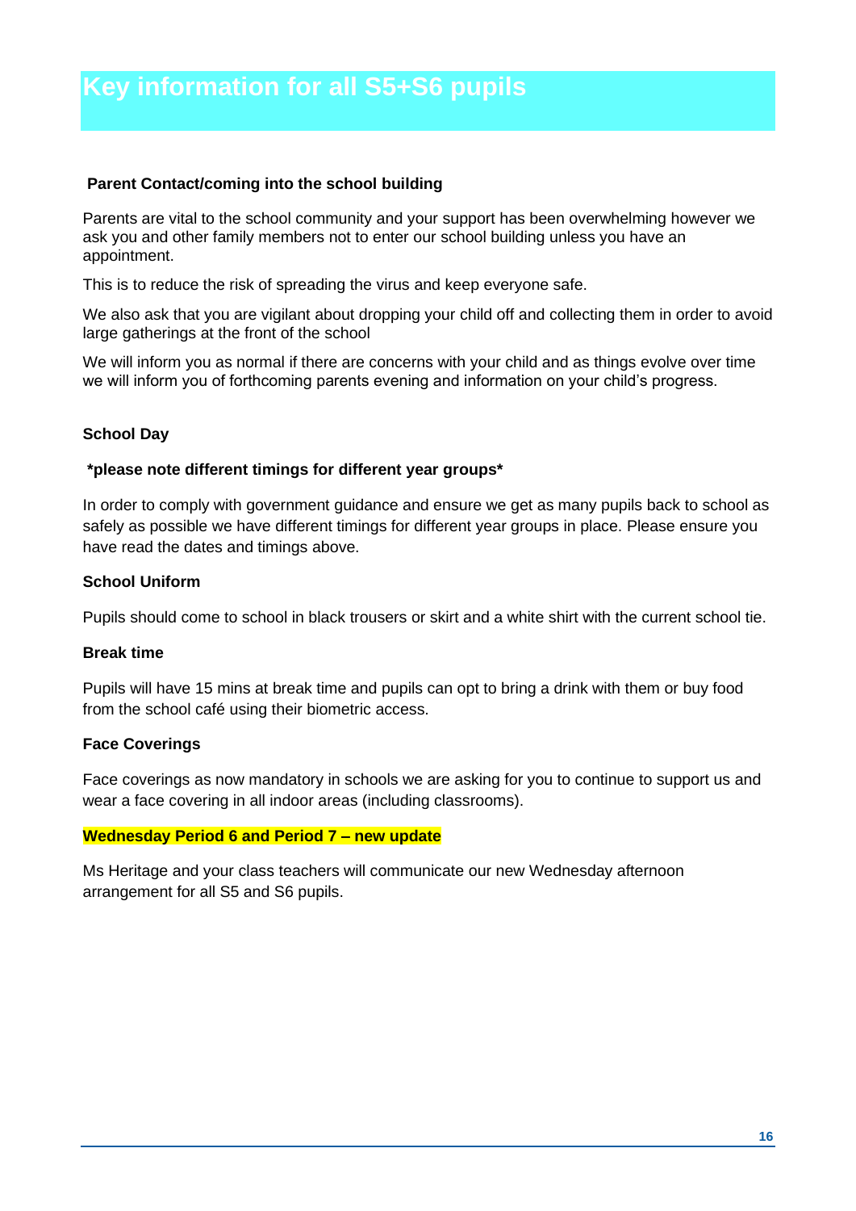# Key information for all S5+S6 pupils

**Parent Contact/coming into the school building**

Parents are vital to the school community and your support has been overwhelming however we ask you and other family members not to enter our school building unless you have an appointment.

This is to reduce the risk of spreading the virus and keep everyone safe.

We also ask that you are vigilant about dropping your child off and collecting them in order to avoid large gatherings at the front of the school

We will inform you as normal if there are concerns with your child and as things evolve over time we will inform you of forthcoming parents evening and information on your child's progress.

**School Day**

**\*please note different timings for different year groups\***

In order to comply with government guidance and ensure we get as many pupils back to school as safely as possible we have different timings for different year groups in place. Please ensure you have read the dates and timings above.

**School Uniform**

Pupils should come to school in black trousers or skirt and a white shirt with the current school tie.

**Break time**

Pupils will have 15 mins at break time and pupils can opt to bring a drink with them or buy food from the school café using their biometric access.

**Face Coverings**

Face coverings as now mandatory in schools we are asking for you to continue to support us and wear a face covering in all indoor areas (including classrooms).

**Wednesday Period 6 and Period 7 – new update**

Ms Heritage and your class teachers will communicate our new Wednesday afternoon arrangement for all S5 and S6 pupils.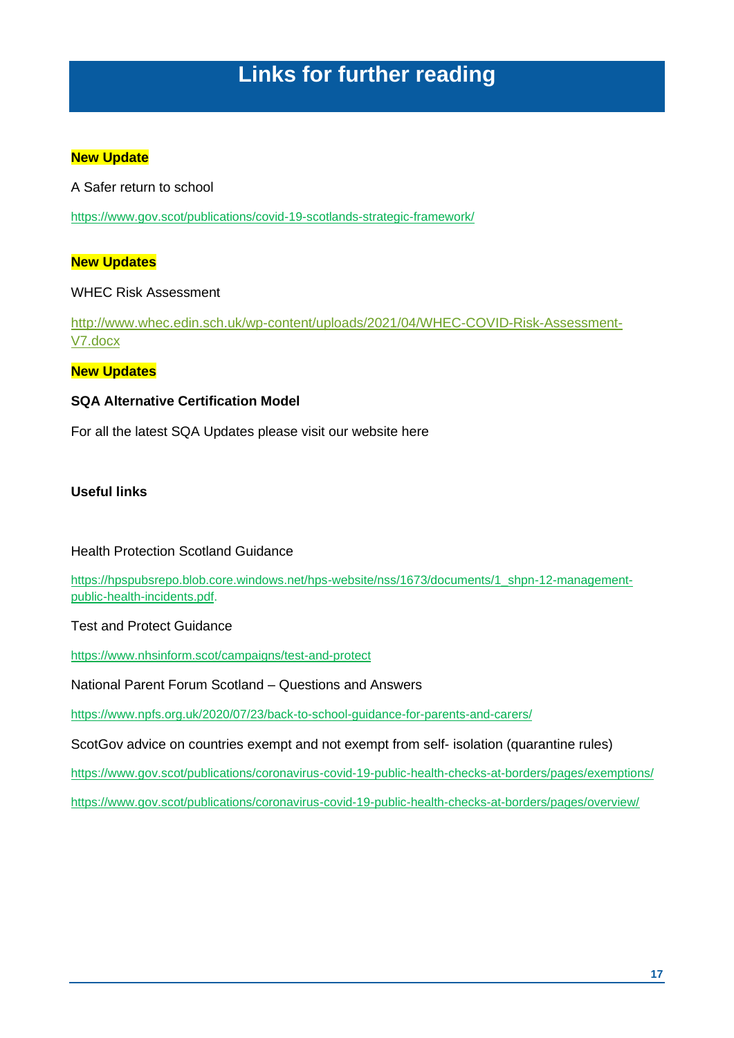# Links for further reading

**New Update**

A Safer return to school

https://www.gov.scot/publications/covid-19-scotlands-strategic-framework/

**New Updates**

WHEC Risk Assessment

http://www.whec.edin.sch.uk/wp-content/uploads/2021/04/WHEC-COVID-Risk-Assessment-V7.docx

**New Updates**

**SQA Alternative Certification Model**

For all the latest SQA Updates please visit our website here

**Useful links**

Health Protection Scotland Guidance

https://hpspubsrepo.blob.core.windows.net/hps-website/nss/1673/documents/1_shpn-12-management-public-health-incidents.pdf.

Test and Protect Guidance

https://www.nhsinform.scot/campaigns/test-and-protect

National Parent Forum Scotland – Questions and Answers

https://www.npfs.org.uk/2020/07/23/back-to-school-guidance-for-parents-and-carers/

ScotGov advice on countries exempt and not exempt from self- isolation (quarantine rules)

https://www.gov.scot/publications/coronavirus-covid-19-public-health-checks-at-borders/pages/exemptions/

https://www.gov.scot/publications/coronavirus-covid-19-public-health-checks-at-borders/pages/overview/